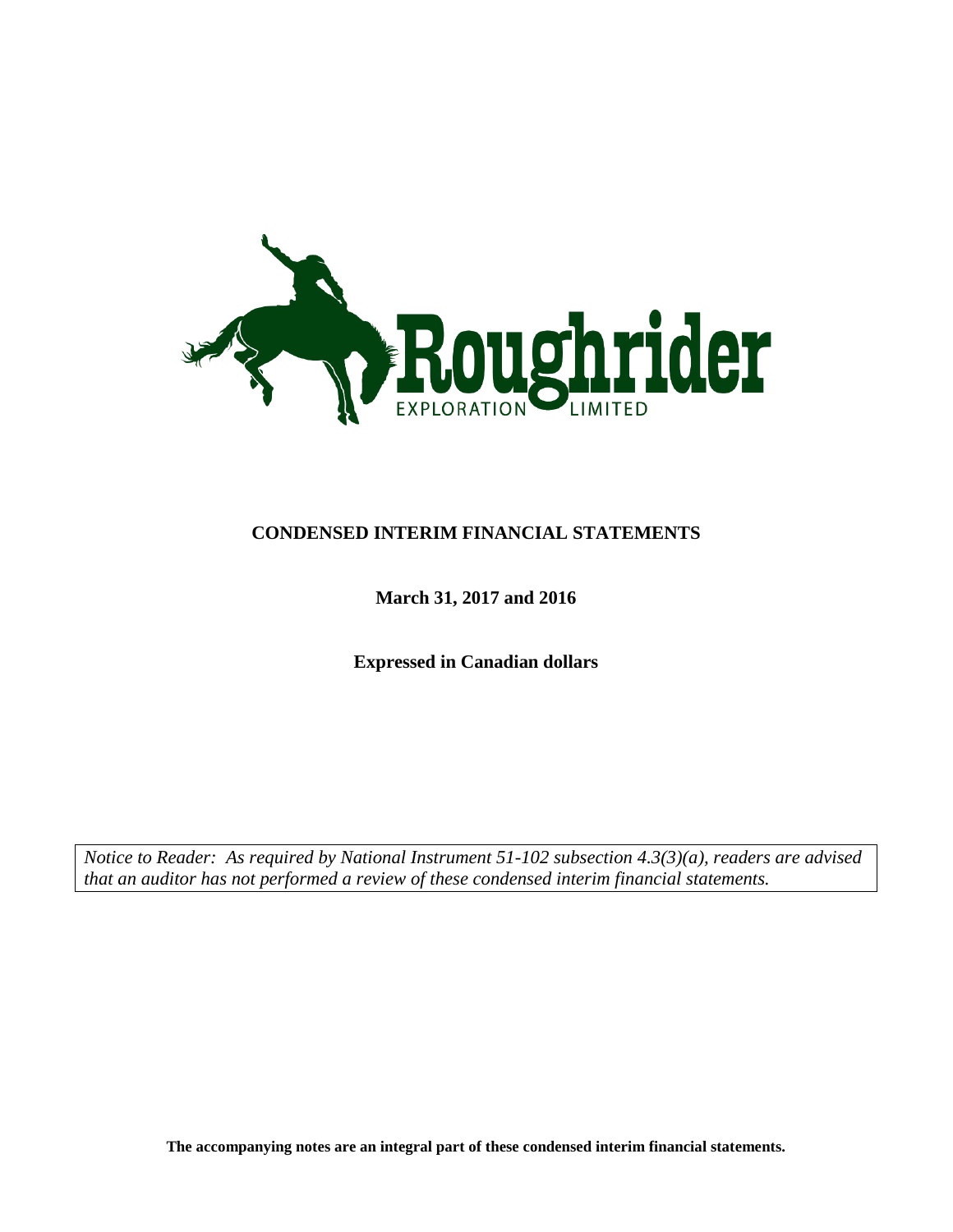Roughrider

EXPLORATION LIMITED

# CONDENSED INTERIM FINANCIAL STATEMENTS

**March 31, 2017 and 2016**

**Expressed in Canadian dollars**

*Notice to Reader: As required by National Instrument 51-102 subsection 4.3(3)(a), readers are advised that an auditor has not performed a review of these condensed interim financial statements.*

**The accompanying notes are an integral part of these condensed interim financial statements.**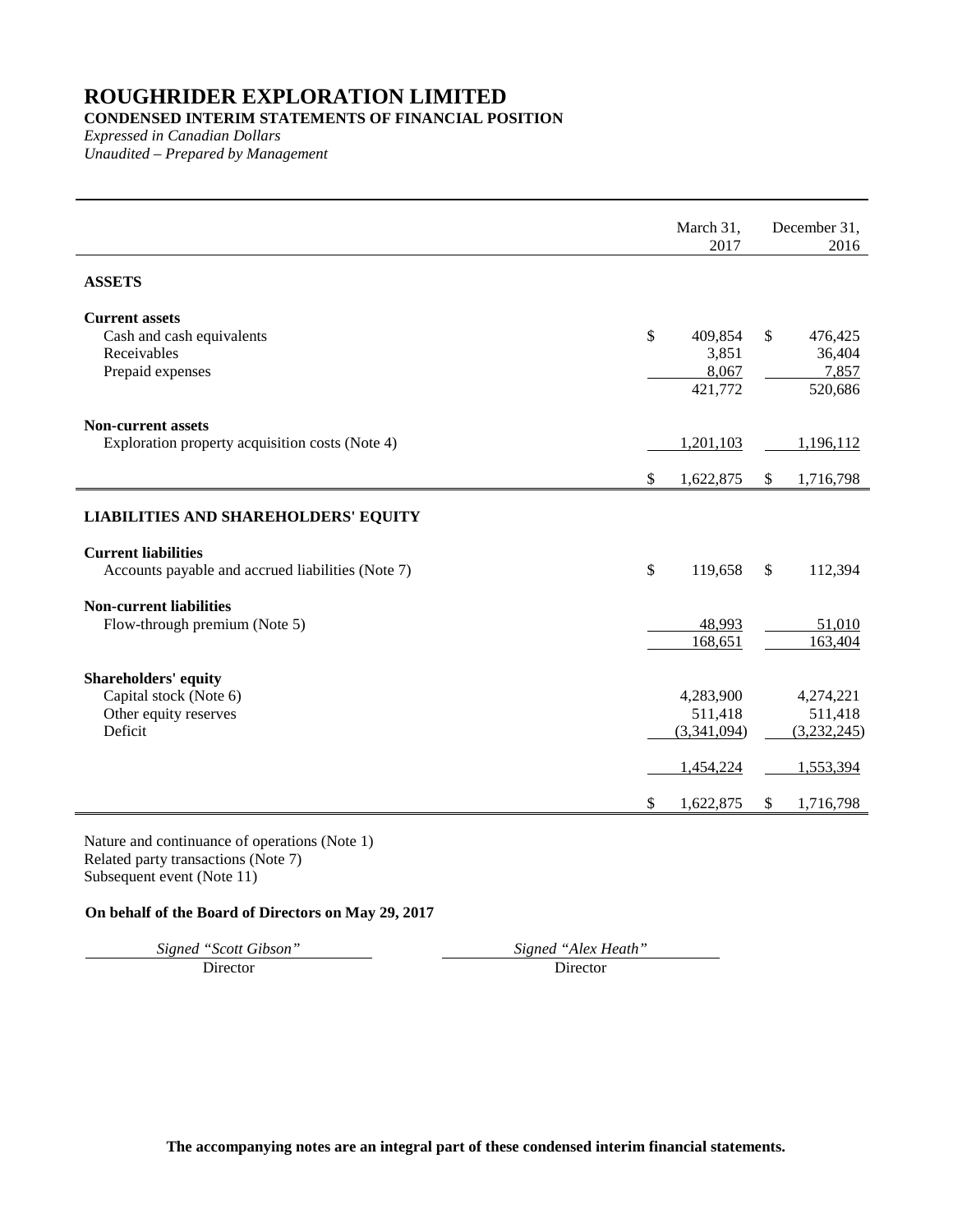# ROUGHRIDER EXPLORATION LIMITED

**CONDENSED INTERIM STATEMENTS OF FINANCIAL POSITION**

*Expressed in Canadian Dollars*

*Unaudited – Prepared by Management*

| | March 31, 2017 | December 31, 2016 |
|---|---|---|
| **ASSETS** | | |
| **Current assets** | | |
| Cash and cash equivalents | $ 409,854 | $ 476,425 |
| Receivables | 3,851 | 36,404 |
| Prepaid expenses | 8,067 | 7,857 |
| | 421,772 | 520,686 |
| **Non-current assets** | | |
| Exploration property acquisition costs (Note 4) | 1,201,103 | 1,196,112 |
| | $ 1,622,875 | $ 1,716,798 |
| **LIABILITIES AND SHAREHOLDERS' EQUITY** | | |
| **Current liabilities** | | |
| Accounts payable and accrued liabilities (Note 7) | $ 119,658 | $ 112,394 |
| **Non-current liabilities** | | |
| Flow-through premium (Note 5) | 48,993 | 51,010 |
| | 168,651 | 163,404 |
| **Shareholders' equity** | | |
| Capital stock (Note 6) | 4,283,900 | 4,274,221 |
| Other equity reserves | 511,418 | 511,418 |
| Deficit | (3,341,094) | (3,232,245) |
| | 1,454,224 | 1,553,394 |
| | $ 1,622,875 | $ 1,716,798 |

Nature and continuance of operations (Note 1)
Related party transactions (Note 7)
Subsequent event (Note 11)

**On behalf of the Board of Directors on May 29, 2017**

| *Signed "Scott Gibson"* | *Signed "Alex Heath"* |
|---|---|
| Director | Director |

**The accompanying notes are an integral part of these condensed interim financial statements.**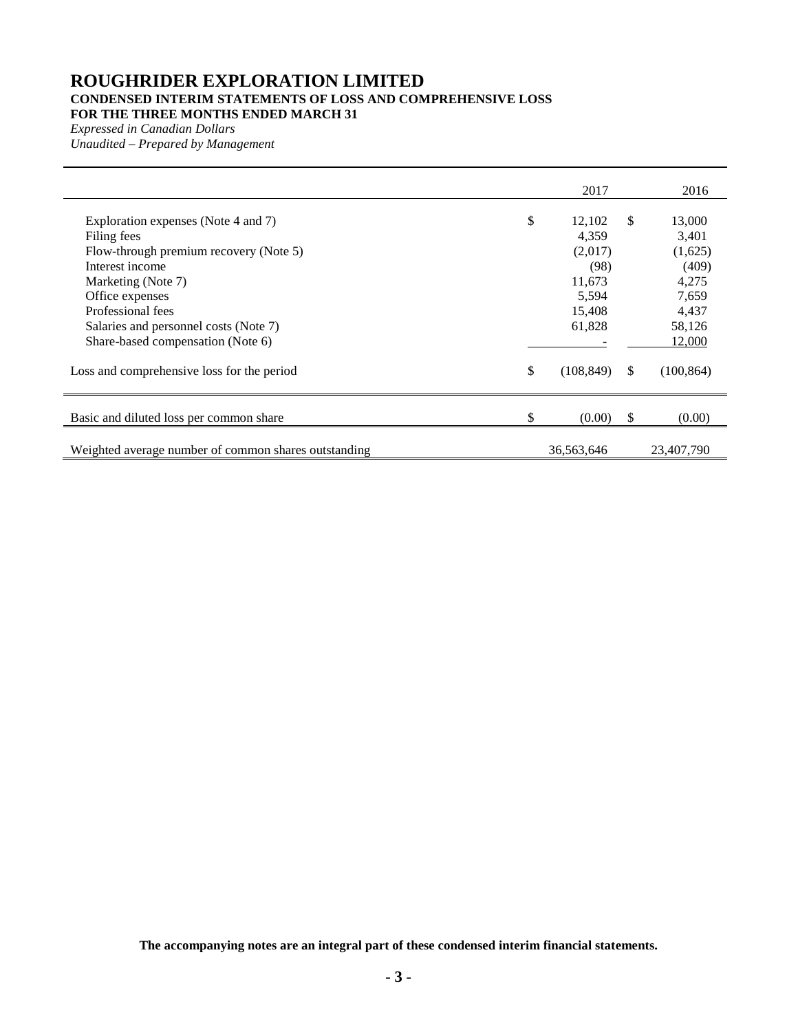# ROUGHRIDER EXPLORATION LIMITED

**CONDENSED INTERIM STATEMENTS OF LOSS AND COMPREHENSIVE LOSS**
**FOR THE THREE MONTHS ENDED MARCH 31**
*Expressed in Canadian Dollars*
*Unaudited – Prepared by Management*

| | | 2017 | | 2016 |
|---|---|---|---|---|
| Exploration expenses (Note 4 and 7) | $ | 12,102 | $ | 13,000 |
| Filing fees | | 4,359 | | 3,401 |
| Flow-through premium recovery (Note 5) | | (2,017) | | (1,625) |
| Interest income | | (98) | | (409) |
| Marketing (Note 7) | | 11,673 | | 4,275 |
| Office expenses | | 5,594 | | 7,659 |
| Professional fees | | 15,408 | | 4,437 |
| Salaries and personnel costs (Note 7) | | 61,828 | | 58,126 |
| Share-based compensation (Note 6) | | - | | 12,000 |
| Loss and comprehensive loss for the period | $ | (108,849) | $ | (100,864) |
| Basic and diluted loss per common share | $ | (0.00) | $ | (0.00) |
| Weighted average number of common shares outstanding | | 36,563,646 | | 23,407,790 |

**The accompanying notes are an integral part of these condensed interim financial statements.**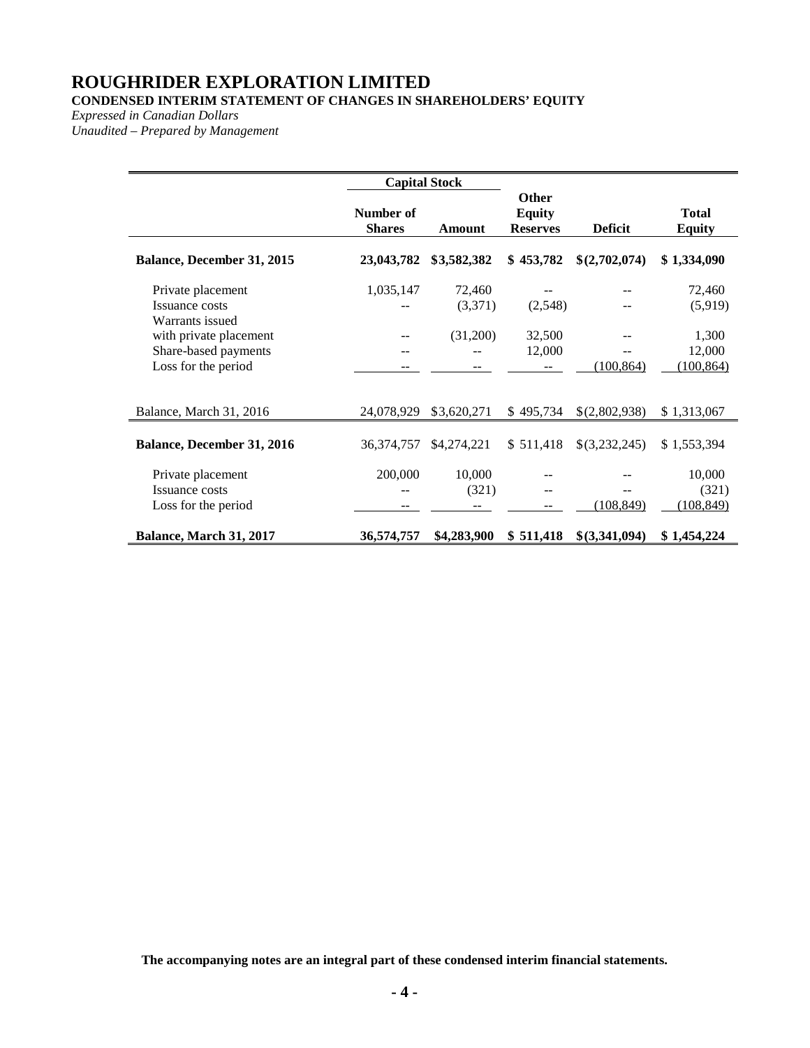# ROUGHRIDER EXPLORATION LIMITED

**CONDENSED INTERIM STATEMENT OF CHANGES IN SHAREHOLDERS' EQUITY**

*Expressed in Canadian Dollars*

*Unaudited – Prepared by Management*

| | Capital Stock | | | | |
|---|---|---|---|---|---|
| | Number of Shares | Amount | Other Equity Reserves | Deficit | Total Equity |
| **Balance, December 31, 2015** | **23,043,782** | **$3,582,382** | **$ 453,782** | **$(2,702,074)** | **$ 1,334,090** |
| Private placement | 1,035,147 | 72,460 | -- | -- | 72,460 |
| Issuance costs | -- | (3,371) | (2,548) | -- | (5,919) |
| Warrants issued with private placement | -- | (31,200) | 32,500 | -- | 1,300 |
| Share-based payments | -- | -- | 12,000 | -- | 12,000 |
| Loss for the period | -- | -- | -- | (100,864) | (100,864) |
| Balance, March 31, 2016 | 24,078,929 | $3,620,271 | $ 495,734 | $(2,802,938) | $ 1,313,067 |
| **Balance, December 31, 2016** | 36,374,757 | $4,274,221 | $ 511,418 | $(3,232,245) | $ 1,553,394 |
| Private placement | 200,000 | 10,000 | -- | -- | 10,000 |
| Issuance costs | -- | (321) | -- | -- | (321) |
| Loss for the period | -- | -- | -- | (108,849) | (108,849) |
| **Balance, March 31, 2017** | **36,574,757** | **$4,283,900** | **$ 511,418** | **$(3,341,094)** | **$ 1,454,224** |

**The accompanying notes are an integral part of these condensed interim financial statements.**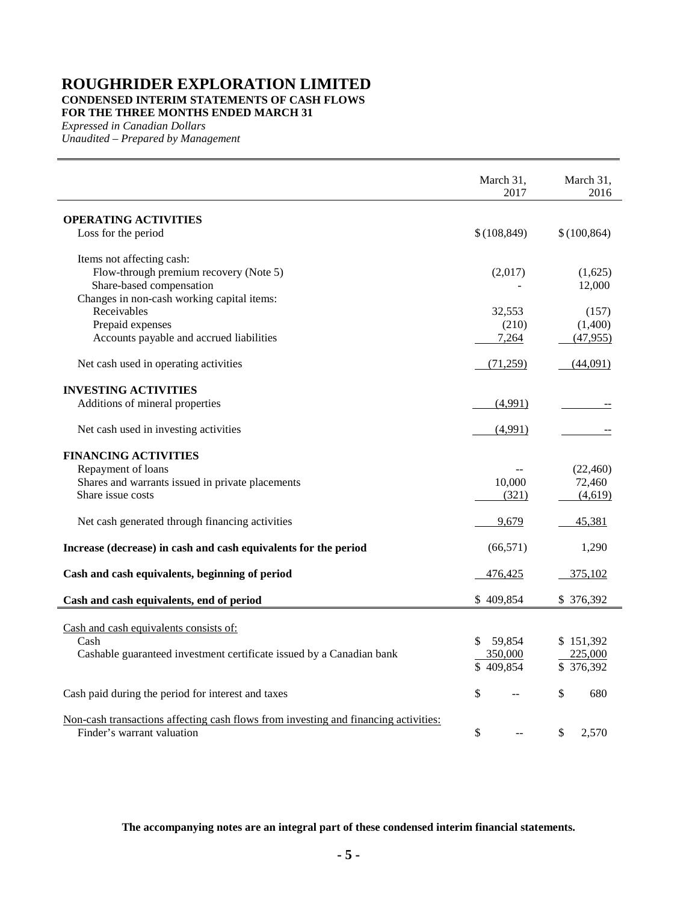# ROUGHRIDER EXPLORATION LIMITED

**CONDENSED INTERIM STATEMENTS OF CASH FLOWS**
**FOR THE THREE MONTHS ENDED MARCH 31**

*Expressed in Canadian Dollars*
*Unaudited – Prepared by Management*

| | March 31, 2017 | March 31, 2016 |
|---|---|---|
| **OPERATING ACTIVITIES** | | |
| Loss for the period | $ (108,849) | $ (100,864) |
| Items not affecting cash: | | |
| Flow-through premium recovery (Note 5) | (2,017) | (1,625) |
| Share-based compensation | - | 12,000 |
| Changes in non-cash working capital items: | | |
| Receivables | 32,553 | (157) |
| Prepaid expenses | (210) | (1,400) |
| Accounts payable and accrued liabilities | 7,264 | (47,955) |
| Net cash used in operating activities | (71,259) | (44,091) |
| **INVESTING ACTIVITIES** | | |
| Additions of mineral properties | (4,991) | -- |
| Net cash used in investing activities | (4,991) | -- |
| **FINANCING ACTIVITIES** | | |
| Repayment of loans | -- | (22,460) |
| Shares and warrants issued in private placements | 10,000 | 72,460 |
| Share issue costs | (321) | (4,619) |
| Net cash generated through financing activities | 9,679 | 45,381 |
| **Increase (decrease) in cash and cash equivalents for the period** | (66,571) | 1,290 |
| **Cash and cash equivalents, beginning of period** | 476,425 | 375,102 |
| **Cash and cash equivalents, end of period** | $ 409,854 | $ 376,392 |
| Cash and cash equivalents consists of: | | |
| Cash | $ 59,854 | $ 151,392 |
| Cashable guaranteed investment certificate issued by a Canadian bank | 350,000 | 225,000 |
| | $ 409,854 | $ 376,392 |
| Cash paid during the period for interest and taxes | $ -- | $ 680 |
| Non-cash transactions affecting cash flows from investing and financing activities: | | |
| Finder's warrant valuation | $ -- | $ 2,570 |

**The accompanying notes are an integral part of these condensed interim financial statements.**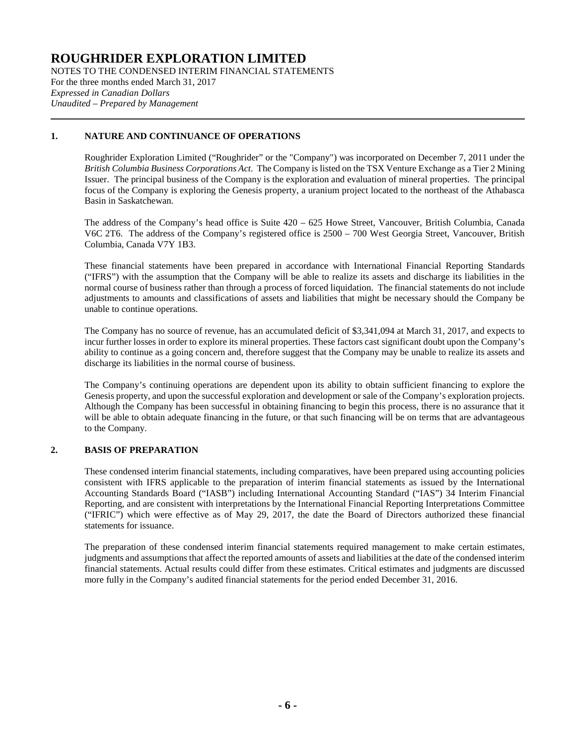# ROUGHRIDER EXPLORATION LIMITED

NOTES TO THE CONDENSED INTERIM FINANCIAL STATEMENTS
For the three months ended March 31, 2017
*Expressed in Canadian Dollars*
*Unaudited – Prepared by Management*

## 1. NATURE AND CONTINUANCE OF OPERATIONS

Roughrider Exploration Limited ("Roughrider" or the "Company") was incorporated on December 7, 2011 under the *British Columbia Business Corporations Act*. The Company is listed on the TSX Venture Exchange as a Tier 2 Mining Issuer. The principal business of the Company is the exploration and evaluation of mineral properties. The principal focus of the Company is exploring the Genesis property, a uranium project located to the northeast of the Athabasca Basin in Saskatchewan.

The address of the Company's head office is Suite 420 – 625 Howe Street, Vancouver, British Columbia, Canada V6C 2T6. The address of the Company's registered office is 2500 – 700 West Georgia Street, Vancouver, British Columbia, Canada V7Y 1B3.

These financial statements have been prepared in accordance with International Financial Reporting Standards ("IFRS") with the assumption that the Company will be able to realize its assets and discharge its liabilities in the normal course of business rather than through a process of forced liquidation. The financial statements do not include adjustments to amounts and classifications of assets and liabilities that might be necessary should the Company be unable to continue operations.

The Company has no source of revenue, has an accumulated deficit of $3,341,094 at March 31, 2017, and expects to incur further losses in order to explore its mineral properties. These factors cast significant doubt upon the Company's ability to continue as a going concern and, therefore suggest that the Company may be unable to realize its assets and discharge its liabilities in the normal course of business.

The Company's continuing operations are dependent upon its ability to obtain sufficient financing to explore the Genesis property, and upon the successful exploration and development or sale of the Company's exploration projects. Although the Company has been successful in obtaining financing to begin this process, there is no assurance that it will be able to obtain adequate financing in the future, or that such financing will be on terms that are advantageous to the Company.

## 2. BASIS OF PREPARATION

These condensed interim financial statements, including comparatives, have been prepared using accounting policies consistent with IFRS applicable to the preparation of interim financial statements as issued by the International Accounting Standards Board ("IASB") including International Accounting Standard ("IAS") 34 Interim Financial Reporting, and are consistent with interpretations by the International Financial Reporting Interpretations Committee ("IFRIC") which were effective as of May 29, 2017, the date the Board of Directors authorized these financial statements for issuance.

The preparation of these condensed interim financial statements required management to make certain estimates, judgments and assumptions that affect the reported amounts of assets and liabilities at the date of the condensed interim financial statements. Actual results could differ from these estimates. Critical estimates and judgments are discussed more fully in the Company's audited financial statements for the period ended December 31, 2016.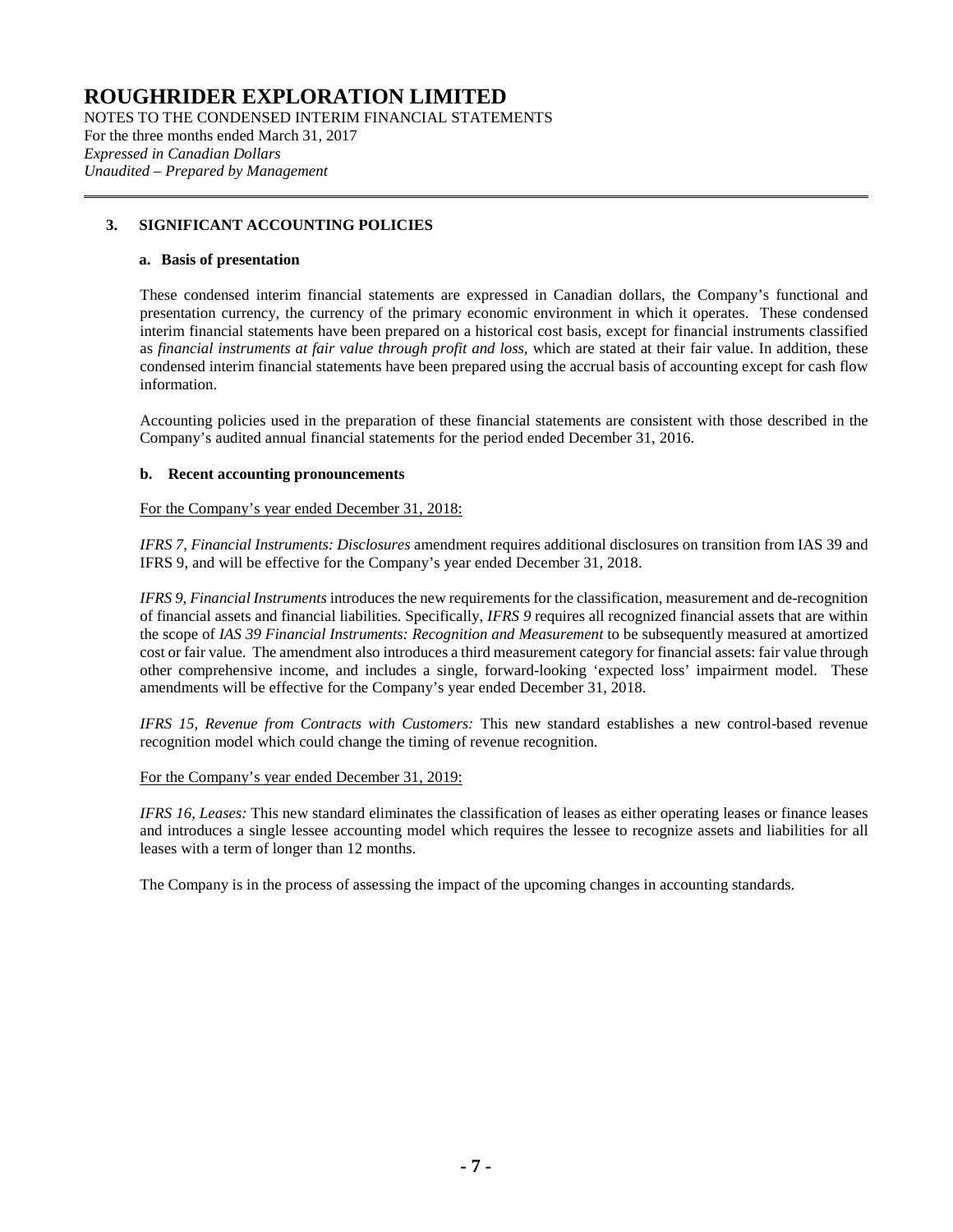## 3. SIGNIFICANT ACCOUNTING POLICIES

### a. Basis of presentation

These condensed interim financial statements are expressed in Canadian dollars, the Company's functional and presentation currency, the currency of the primary economic environment in which it operates. These condensed interim financial statements have been prepared on a historical cost basis, except for financial instruments classified as *financial instruments at fair value through profit and loss*, which are stated at their fair value. In addition, these condensed interim financial statements have been prepared using the accrual basis of accounting except for cash flow information.

Accounting policies used in the preparation of these financial statements are consistent with those described in the Company's audited annual financial statements for the period ended December 31, 2016.

### b. Recent accounting pronouncements

<u>For the Company's year ended December 31, 2018:</u>

*IFRS 7, Financial Instruments: Disclosures* amendment requires additional disclosures on transition from IAS 39 and IFRS 9, and will be effective for the Company's year ended December 31, 2018.

*IFRS 9, Financial Instruments* introduces the new requirements for the classification, measurement and de-recognition of financial assets and financial liabilities. Specifically, *IFRS 9* requires all recognized financial assets that are within the scope of *IAS 39 Financial Instruments: Recognition and Measurement* to be subsequently measured at amortized cost or fair value. The amendment also introduces a third measurement category for financial assets: fair value through other comprehensive income, and includes a single, forward-looking 'expected loss' impairment model. These amendments will be effective for the Company's year ended December 31, 2018.

*IFRS 15, Revenue from Contracts with Customers:* This new standard establishes a new control-based revenue recognition model which could change the timing of revenue recognition.

<u>For the Company's year ended December 31, 2019:</u>

*IFRS 16, Leases:* This new standard eliminates the classification of leases as either operating leases or finance leases and introduces a single lessee accounting model which requires the lessee to recognize assets and liabilities for all leases with a term of longer than 12 months.

The Company is in the process of assessing the impact of the upcoming changes in accounting standards.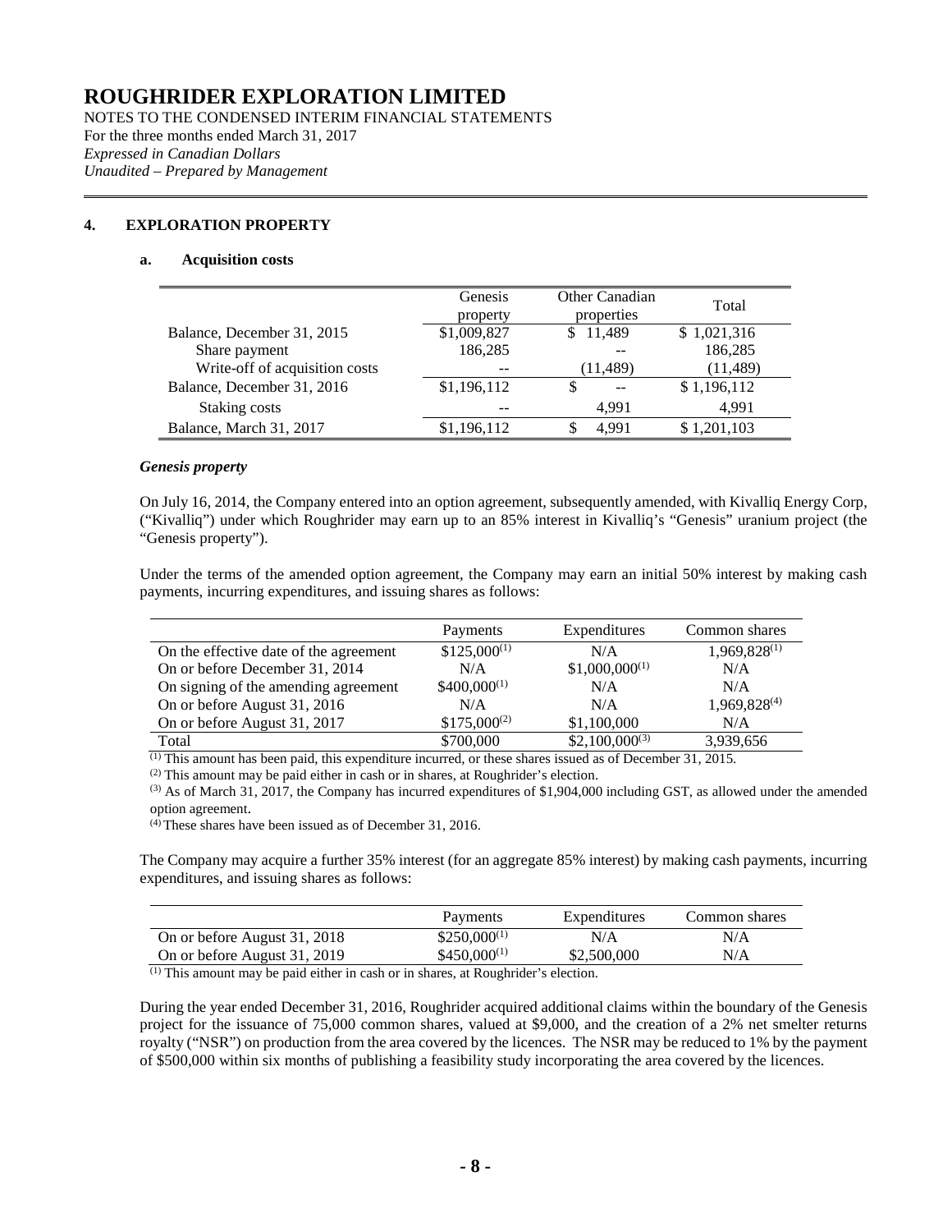# ROUGHRIDER EXPLORATION LIMITED

NOTES TO THE CONDENSED INTERIM FINANCIAL STATEMENTS
For the three months ended March 31, 2017
*Expressed in Canadian Dollars*
*Unaudited – Prepared by Management*

## 4. EXPLORATION PROPERTY

### a. Acquisition costs

| | Genesis property | Other Canadian properties | Total |
|---|---|---|---|
| Balance, December 31, 2015 | $1,009,827 | $ 11,489 | $ 1,021,316 |
| Share payment | 186,285 | -- | 186,285 |
| Write-off of acquisition costs | -- | (11,489) | (11,489) |
| Balance, December 31, 2016 | $1,196,112 | $ -- | $ 1,196,112 |
| Staking costs | -- | 4,991 | 4,991 |
| Balance, March 31, 2017 | $1,196,112 | $ 4,991 | $ 1,201,103 |

***Genesis property***

On July 16, 2014, the Company entered into an option agreement, subsequently amended, with Kivalliq Energy Corp, ("Kivalliq") under which Roughrider may earn up to an 85% interest in Kivalliq's "Genesis" uranium project (the "Genesis property").

Under the terms of the amended option agreement, the Company may earn an initial 50% interest by making cash payments, incurring expenditures, and issuing shares as follows:

| | Payments | Expenditures | Common shares |
|---|---|---|---|
| On the effective date of the agreement | $125,000[1] | N/A | 1,969,828[1] |
| On or before December 31, 2014 | N/A | $1,000,000[1] | N/A |
| On signing of the amending agreement | $400,000[1] | N/A | N/A |
| On or before August 31, 2016 | N/A | N/A | 1,969,828[4] |
| On or before August 31, 2017 | $175,000[2] | $1,100,000 | N/A |
| Total | $700,000 | $2,100,000[3] | 3,939,656 |

[1] This amount has been paid, this expenditure incurred, or these shares issued as of December 31, 2015.
[2] This amount may be paid either in cash or in shares, at Roughrider's election.
[3] As of March 31, 2017, the Company has incurred expenditures of $1,904,000 including GST, as allowed under the amended option agreement.
[4] These shares have been issued as of December 31, 2016.

The Company may acquire a further 35% interest (for an aggregate 85% interest) by making cash payments, incurring expenditures, and issuing shares as follows:

| | Payments | Expenditures | Common shares |
|---|---|---|---|
| On or before August 31, 2018 | $250,000[1] | N/A | N/A |
| On or before August 31, 2019 | $450,000[1] | $2,500,000 | N/A |

[1] This amount may be paid either in cash or in shares, at Roughrider's election.

During the year ended December 31, 2016, Roughrider acquired additional claims within the boundary of the Genesis project for the issuance of 75,000 common shares, valued at $9,000, and the creation of a 2% net smelter returns royalty ("NSR") on production from the area covered by the licences. The NSR may be reduced to 1% by the payment of $500,000 within six months of publishing a feasibility study incorporating the area covered by the licences.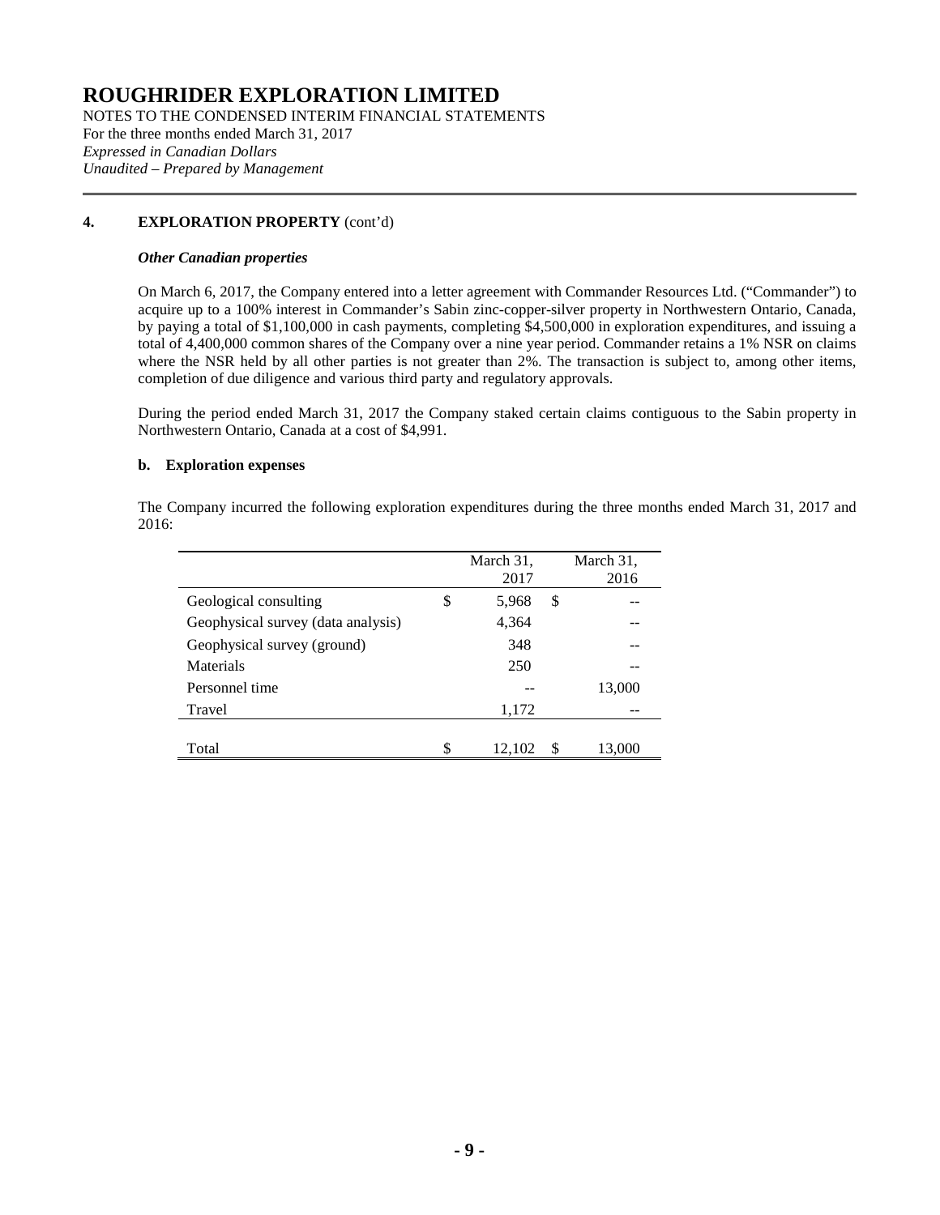## 4. EXPLORATION PROPERTY (cont'd)

***Other Canadian properties***

On March 6, 2017, the Company entered into a letter agreement with Commander Resources Ltd. ("Commander") to acquire up to a 100% interest in Commander's Sabin zinc-copper-silver property in Northwestern Ontario, Canada, by paying a total of $1,100,000 in cash payments, completing $4,500,000 in exploration expenditures, and issuing a total of 4,400,000 common shares of the Company over a nine year period. Commander retains a 1% NSR on claims where the NSR held by all other parties is not greater than 2%. The transaction is subject to, among other items, completion of due diligence and various third party and regulatory approvals.

During the period ended March 31, 2017 the Company staked certain claims contiguous to the Sabin property in Northwestern Ontario, Canada at a cost of $4,991.

### b. Exploration expenses

The Company incurred the following exploration expenditures during the three months ended March 31, 2017 and 2016:

| | March 31, 2017 | March 31, 2016 |
|---|---|---|
| Geological consulting | $ 5,968 | $ -- |
| Geophysical survey (data analysis) | 4,364 | -- |
| Geophysical survey (ground) | 348 | -- |
| Materials | 250 | -- |
| Personnel time | -- | 13,000 |
| Travel | 1,172 | -- |
| Total | $ 12,102 | $ 13,000 |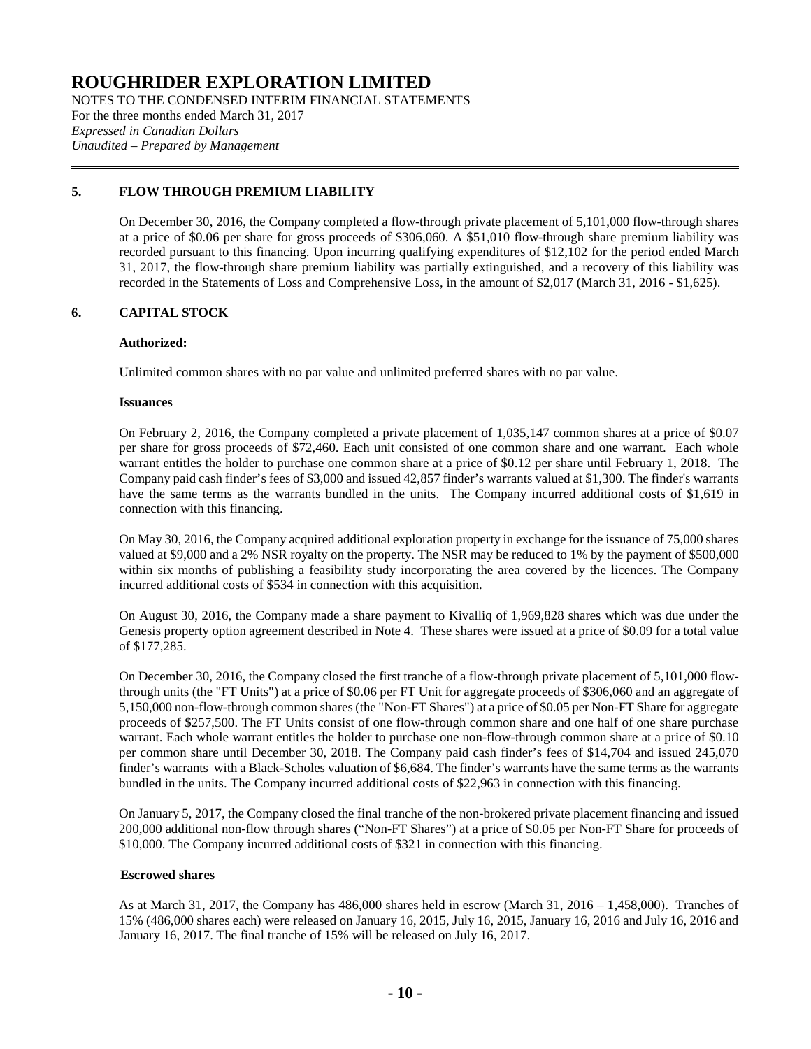## 5. FLOW THROUGH PREMIUM LIABILITY

On December 30, 2016, the Company completed a flow-through private placement of 5,101,000 flow-through shares at a price of $0.06 per share for gross proceeds of $306,060. A $51,010 flow-through share premium liability was recorded pursuant to this financing. Upon incurring qualifying expenditures of $12,102 for the period ended March 31, 2017, the flow-through share premium liability was partially extinguished, and a recovery of this liability was recorded in the Statements of Loss and Comprehensive Loss, in the amount of $2,017 (March 31, 2016 - $1,625).

## 6. CAPITAL STOCK

**Authorized:**

Unlimited common shares with no par value and unlimited preferred shares with no par value.

**Issuances**

On February 2, 2016, the Company completed a private placement of 1,035,147 common shares at a price of $0.07 per share for gross proceeds of $72,460. Each unit consisted of one common share and one warrant. Each whole warrant entitles the holder to purchase one common share at a price of $0.12 per share until February 1, 2018. The Company paid cash finder's fees of $3,000 and issued 42,857 finder's warrants valued at $1,300. The finder's warrants have the same terms as the warrants bundled in the units. The Company incurred additional costs of $1,619 in connection with this financing.

On May 30, 2016, the Company acquired additional exploration property in exchange for the issuance of 75,000 shares valued at $9,000 and a 2% NSR royalty on the property. The NSR may be reduced to 1% by the payment of $500,000 within six months of publishing a feasibility study incorporating the area covered by the licences. The Company incurred additional costs of $534 in connection with this acquisition.

On August 30, 2016, the Company made a share payment to Kivalliq of 1,969,828 shares which was due under the Genesis property option agreement described in Note 4. These shares were issued at a price of $0.09 for a total value of $177,285.

On December 30, 2016, the Company closed the first tranche of a flow-through private placement of 5,101,000 flow-through units (the "FT Units") at a price of $0.06 per FT Unit for aggregate proceeds of $306,060 and an aggregate of 5,150,000 non-flow-through common shares (the "Non-FT Shares") at a price of $0.05 per Non-FT Share for aggregate proceeds of $257,500. The FT Units consist of one flow-through common share and one half of one share purchase warrant. Each whole warrant entitles the holder to purchase one non-flow-through common share at a price of $0.10 per common share until December 30, 2018. The Company paid cash finder's fees of $14,704 and issued 245,070 finder's warrants with a Black-Scholes valuation of $6,684. The finder's warrants have the same terms as the warrants bundled in the units. The Company incurred additional costs of $22,963 in connection with this financing.

On January 5, 2017, the Company closed the final tranche of the non-brokered private placement financing and issued 200,000 additional non-flow through shares ("Non-FT Shares") at a price of $0.05 per Non-FT Share for proceeds of $10,000. The Company incurred additional costs of $321 in connection with this financing.

**Escrowed shares**

As at March 31, 2017, the Company has 486,000 shares held in escrow (March 31, 2016 – 1,458,000). Tranches of 15% (486,000 shares each) were released on January 16, 2015, July 16, 2015, January 16, 2016 and July 16, 2016 and January 16, 2017. The final tranche of 15% will be released on July 16, 2017.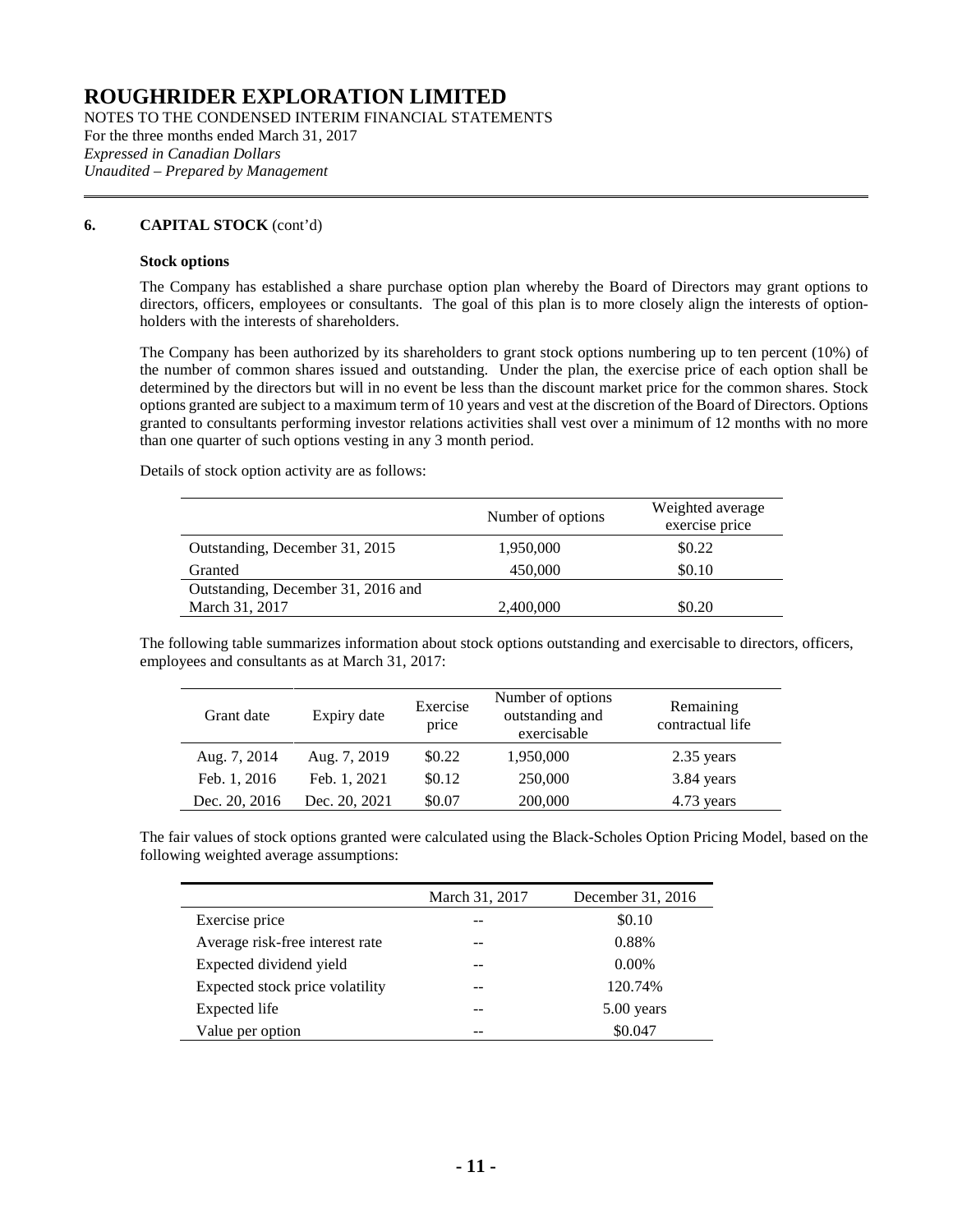## 6. CAPITAL STOCK (cont'd)

### Stock options

The Company has established a share purchase option plan whereby the Board of Directors may grant options to directors, officers, employees or consultants. The goal of this plan is to more closely align the interests of option-holders with the interests of shareholders.

The Company has been authorized by its shareholders to grant stock options numbering up to ten percent (10%) of the number of common shares issued and outstanding. Under the plan, the exercise price of each option shall be determined by the directors but will in no event be less than the discount market price for the common shares. Stock options granted are subject to a maximum term of 10 years and vest at the discretion of the Board of Directors. Options granted to consultants performing investor relations activities shall vest over a minimum of 12 months with no more than one quarter of such options vesting in any 3 month period.

Details of stock option activity are as follows:

| | Number of options | Weighted average exercise price |
|---|---|---|
| Outstanding, December 31, 2015 | 1,950,000 | $0.22 |
| Granted | 450,000 | $0.10 |
| Outstanding, December 31, 2016 and March 31, 2017 | 2,400,000 | $0.20 |

The following table summarizes information about stock options outstanding and exercisable to directors, officers, employees and consultants as at March 31, 2017:

| Grant date | Expiry date | Exercise price | Number of options outstanding and exercisable | Remaining contractual life |
|---|---|---|---|---|
| Aug. 7, 2014 | Aug. 7, 2019 | $0.22 | 1,950,000 | 2.35 years |
| Feb. 1, 2016 | Feb. 1, 2021 | $0.12 | 250,000 | 3.84 years |
| Dec. 20, 2016 | Dec. 20, 2021 | $0.07 | 200,000 | 4.73 years |

The fair values of stock options granted were calculated using the Black-Scholes Option Pricing Model, based on the following weighted average assumptions:

| | March 31, 2017 | December 31, 2016 |
|---|---|---|
| Exercise price | -- | $0.10 |
| Average risk-free interest rate | -- | 0.88% |
| Expected dividend yield | -- | 0.00% |
| Expected stock price volatility | -- | 120.74% |
| Expected life | -- | 5.00 years |
| Value per option | -- | $0.047 |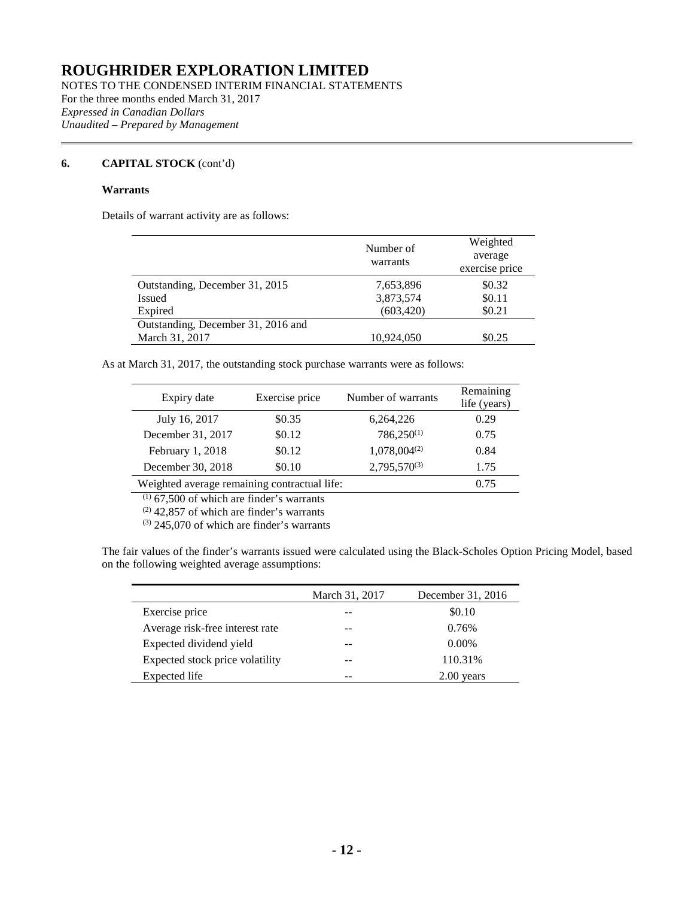# ROUGHRIDER EXPLORATION LIMITED

NOTES TO THE CONDENSED INTERIM FINANCIAL STATEMENTS
For the three months ended March 31, 2017
*Expressed in Canadian Dollars*
*Unaudited – Prepared by Management*

## 6. CAPITAL STOCK (cont'd)

### Warrants

Details of warrant activity are as follows:

| | Number of warrants | Weighted average exercise price |
|---|---|---|
| Outstanding, December 31, 2015 | 7,653,896 | \$0.32 |
| Issued | 3,873,574 | \$0.11 |
| Expired | (603,420) | \$0.21 |
| Outstanding, December 31, 2016 and March 31, 2017 | 10,924,050 | \$0.25 |

As at March 31, 2017, the outstanding stock purchase warrants were as follows:

| Expiry date | Exercise price | Number of warrants | Remaining life (years) |
|---|---|---|---|
| July 16, 2017 | \$0.35 | 6,264,226 | 0.29 |
| December 31, 2017 | \$0.12 | 786,250[1] | 0.75 |
| February 1, 2018 | \$0.12 | 1,078,004[2] | 0.84 |
| December 30, 2018 | \$0.10 | 2,795,570[3] | 1.75 |
| Weighted average remaining contractual life: | | | 0.75 |

[1] 67,500 of which are finder's warrants
[2] 42,857 of which are finder's warrants
[3] 245,070 of which are finder's warrants

The fair values of the finder's warrants issued were calculated using the Black-Scholes Option Pricing Model, based on the following weighted average assumptions:

| | March 31, 2017 | December 31, 2016 |
|---|---|---|
| Exercise price | -- | \$0.10 |
| Average risk-free interest rate | -- | 0.76% |
| Expected dividend yield | -- | 0.00% |
| Expected stock price volatility | -- | 110.31% |
| Expected life | -- | 2.00 years |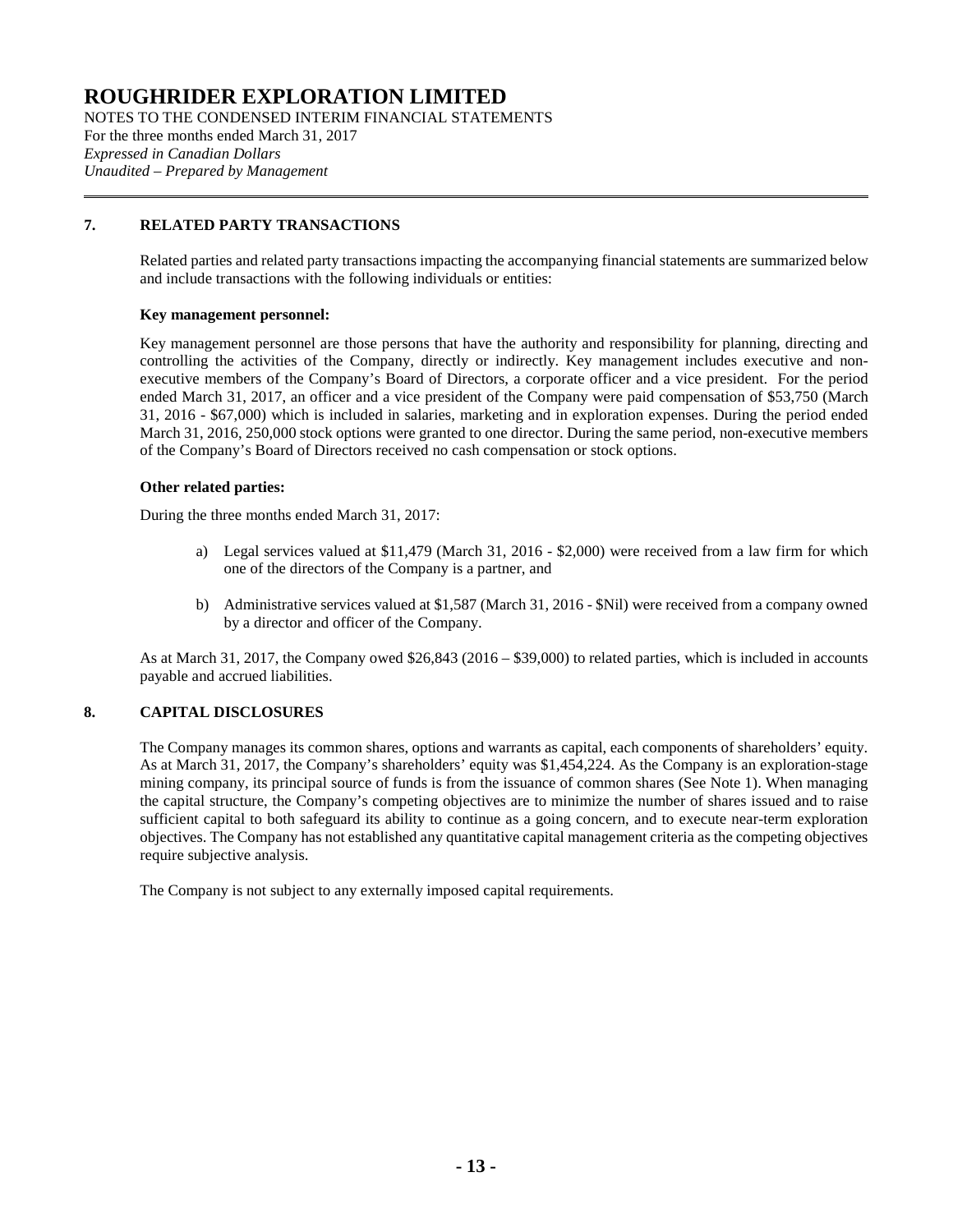# ROUGHRIDER EXPLORATION LIMITED

NOTES TO THE CONDENSED INTERIM FINANCIAL STATEMENTS
For the three months ended March 31, 2017
*Expressed in Canadian Dollars*
*Unaudited – Prepared by Management*

## 7. RELATED PARTY TRANSACTIONS

Related parties and related party transactions impacting the accompanying financial statements are summarized below and include transactions with the following individuals or entities:

**Key management personnel:**

Key management personnel are those persons that have the authority and responsibility for planning, directing and controlling the activities of the Company, directly or indirectly. Key management includes executive and non-executive members of the Company's Board of Directors, a corporate officer and a vice president. For the period ended March 31, 2017, an officer and a vice president of the Company were paid compensation of $53,750 (March 31, 2016 - $67,000) which is included in salaries, marketing and in exploration expenses. During the period ended March 31, 2016, 250,000 stock options were granted to one director. During the same period, non-executive members of the Company's Board of Directors received no cash compensation or stock options.

**Other related parties:**

During the three months ended March 31, 2017:

a) Legal services valued at $11,479 (March 31, 2016 - $2,000) were received from a law firm for which one of the directors of the Company is a partner, and

b) Administrative services valued at $1,587 (March 31, 2016 - $Nil) were received from a company owned by a director and officer of the Company.

As at March 31, 2017, the Company owed $26,843 (2016 – $39,000) to related parties, which is included in accounts payable and accrued liabilities.

## 8. CAPITAL DISCLOSURES

The Company manages its common shares, options and warrants as capital, each components of shareholders' equity. As at March 31, 2017, the Company's shareholders' equity was $1,454,224. As the Company is an exploration-stage mining company, its principal source of funds is from the issuance of common shares (See Note 1). When managing the capital structure, the Company's competing objectives are to minimize the number of shares issued and to raise sufficient capital to both safeguard its ability to continue as a going concern, and to execute near-term exploration objectives. The Company has not established any quantitative capital management criteria as the competing objectives require subjective analysis.

The Company is not subject to any externally imposed capital requirements.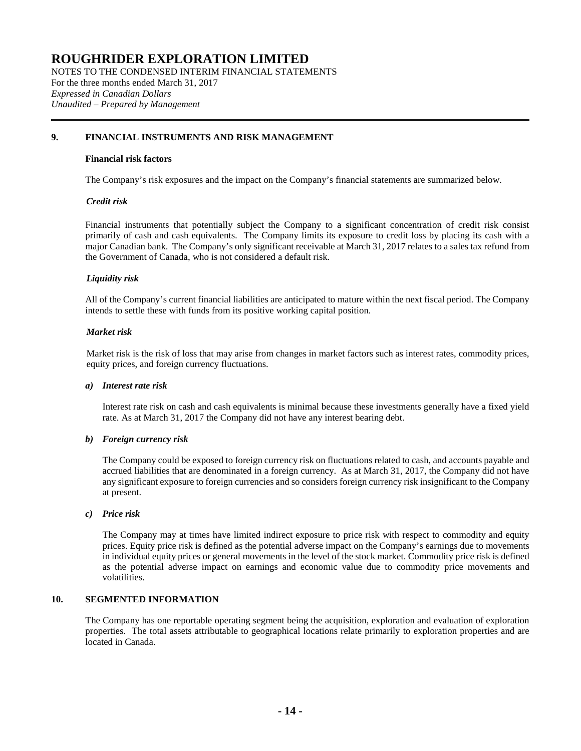## 9. FINANCIAL INSTRUMENTS AND RISK MANAGEMENT

**Financial risk factors**

The Company's risk exposures and the impact on the Company's financial statements are summarized below.

***Credit risk***

Financial instruments that potentially subject the Company to a significant concentration of credit risk consist primarily of cash and cash equivalents. The Company limits its exposure to credit loss by placing its cash with a major Canadian bank. The Company's only significant receivable at March 31, 2017 relates to a sales tax refund from the Government of Canada, who is not considered a default risk.

***Liquidity risk***

All of the Company's current financial liabilities are anticipated to mature within the next fiscal period. The Company intends to settle these with funds from its positive working capital position.

***Market risk***

Market risk is the risk of loss that may arise from changes in market factors such as interest rates, commodity prices, equity prices, and foreign currency fluctuations.

***a) Interest rate risk***

Interest rate risk on cash and cash equivalents is minimal because these investments generally have a fixed yield rate. As at March 31, 2017 the Company did not have any interest bearing debt.

***b) Foreign currency risk***

The Company could be exposed to foreign currency risk on fluctuations related to cash, and accounts payable and accrued liabilities that are denominated in a foreign currency. As at March 31, 2017, the Company did not have any significant exposure to foreign currencies and so considers foreign currency risk insignificant to the Company at present.

***c) Price risk***

The Company may at times have limited indirect exposure to price risk with respect to commodity and equity prices. Equity price risk is defined as the potential adverse impact on the Company's earnings due to movements in individual equity prices or general movements in the level of the stock market. Commodity price risk is defined as the potential adverse impact on earnings and economic value due to commodity price movements and volatilities.

## 10. SEGMENTED INFORMATION

The Company has one reportable operating segment being the acquisition, exploration and evaluation of exploration properties. The total assets attributable to geographical locations relate primarily to exploration properties and are located in Canada.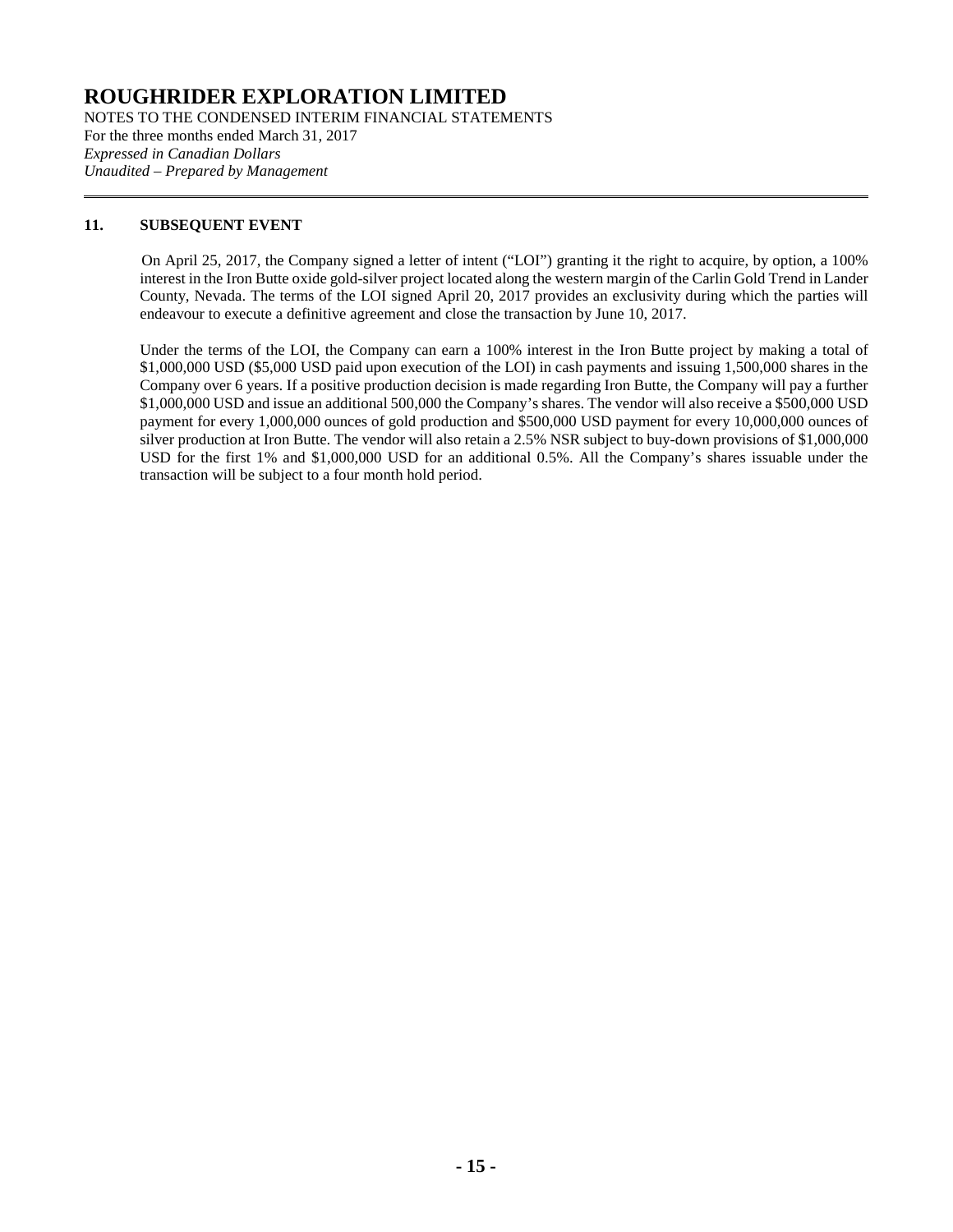# ROUGHRIDER EXPLORATION LIMITED

NOTES TO THE CONDENSED INTERIM FINANCIAL STATEMENTS
For the three months ended March 31, 2017
*Expressed in Canadian Dollars*
*Unaudited – Prepared by Management*

## 11. SUBSEQUENT EVENT

On April 25, 2017, the Company signed a letter of intent ("LOI") granting it the right to acquire, by option, a 100% interest in the Iron Butte oxide gold-silver project located along the western margin of the Carlin Gold Trend in Lander County, Nevada. The terms of the LOI signed April 20, 2017 provides an exclusivity during which the parties will endeavour to execute a definitive agreement and close the transaction by June 10, 2017.

Under the terms of the LOI, the Company can earn a 100% interest in the Iron Butte project by making a total of $1,000,000 USD ($5,000 USD paid upon execution of the LOI) in cash payments and issuing 1,500,000 shares in the Company over 6 years. If a positive production decision is made regarding Iron Butte, the Company will pay a further $1,000,000 USD and issue an additional 500,000 the Company's shares. The vendor will also receive a $500,000 USD payment for every 1,000,000 ounces of gold production and $500,000 USD payment for every 10,000,000 ounces of silver production at Iron Butte. The vendor will also retain a 2.5% NSR subject to buy-down provisions of $1,000,000 USD for the first 1% and $1,000,000 USD for an additional 0.5%. All the Company's shares issuable under the transaction will be subject to a four month hold period.